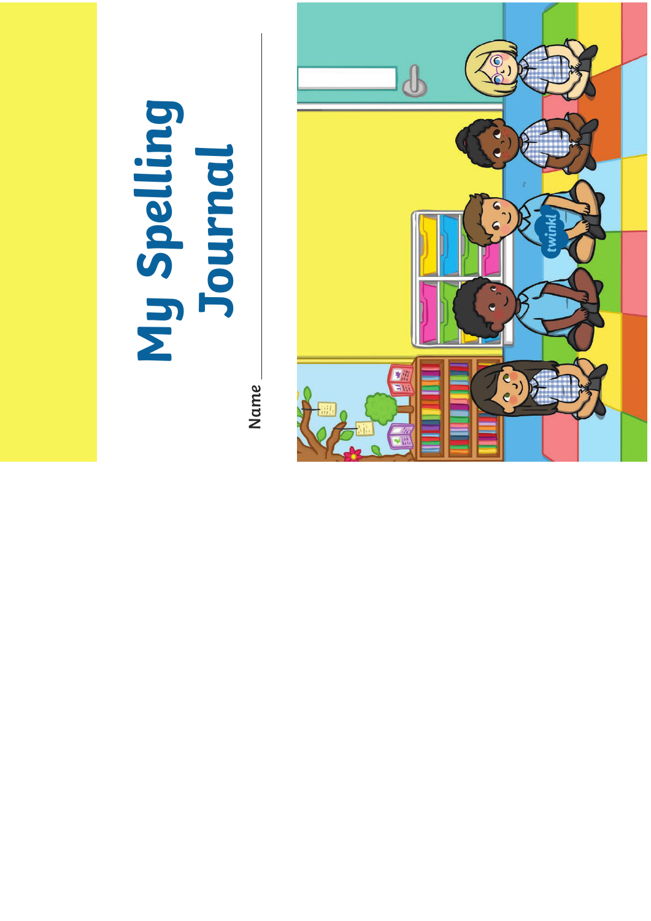# My Spelling Journal

Name ___________________________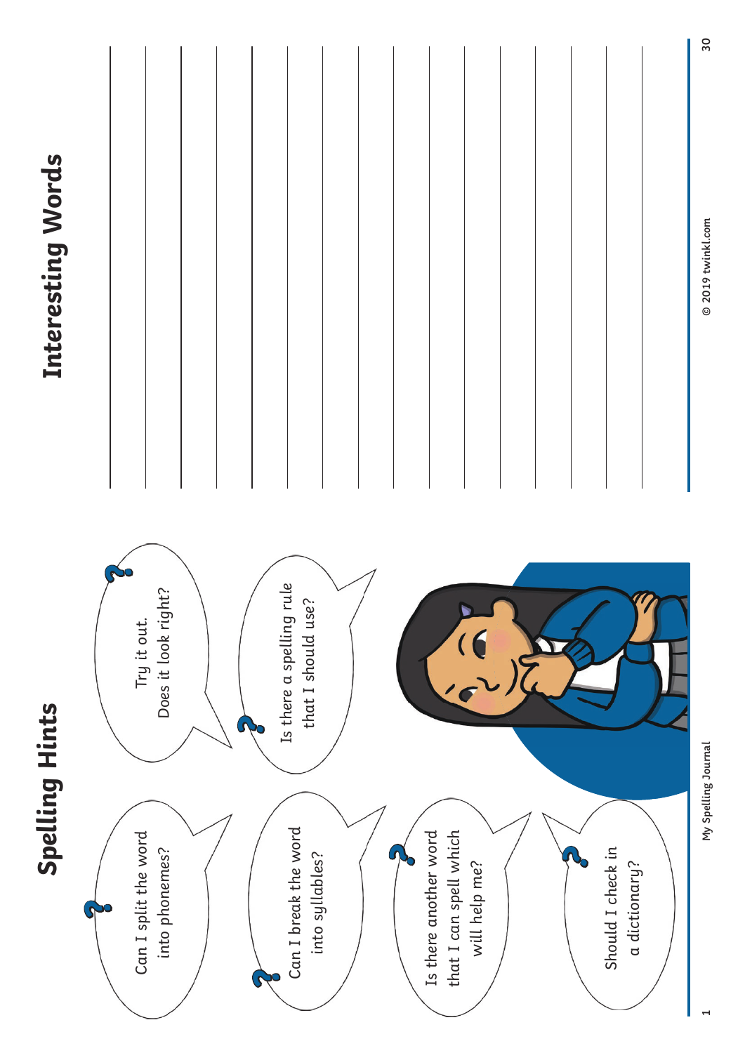# Spelling Hints

- Can I split the word into phonemes?
- Try it out. Does it look right?
- Can I break the word into syllables?
- Is there a spelling rule that I should use?
- Is there another word that I can spell which will help me?
- Should I check in a dictionary?

# Interesting Words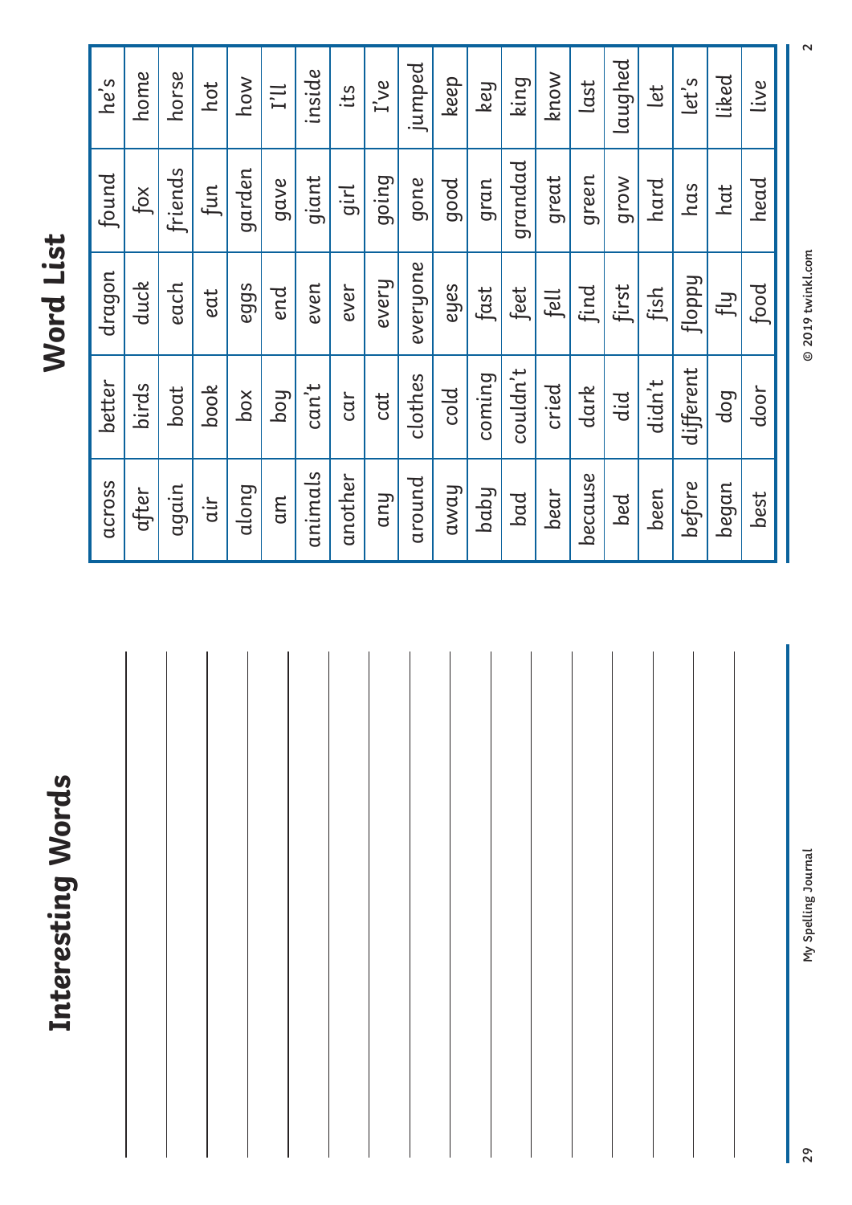# Interesting Words

# Word List

| | | | | |
|---|---|---|---|---|
| across | better | dragon | found | he's |
| after | birds | duck | fox | home |
| again | boat | each | friends | horse |
| air | book | eat | fun | hot |
| along | box | eggs | garden | how |
| am | boy | end | gave | I'll |
| animals | can't | even | giant | inside |
| another | car | ever | girl | its |
| any | cat | every | going | I've |
| around | clothes | everyone | gone | jumped |
| away | cold | eyes | good | keep |
| baby | coming | fast | gran | key |
| bad | couldn't | feet | grandad | king |
| bear | cried | fell | great | know |
| because | dark | find | green | last |
| bed | did | first | grow | laughed |
| been | didn't | fish | hard | let |
| before | different | floppy | has | let's |
| began | dog | fly | hat | liked |
| best | door | food | head | live |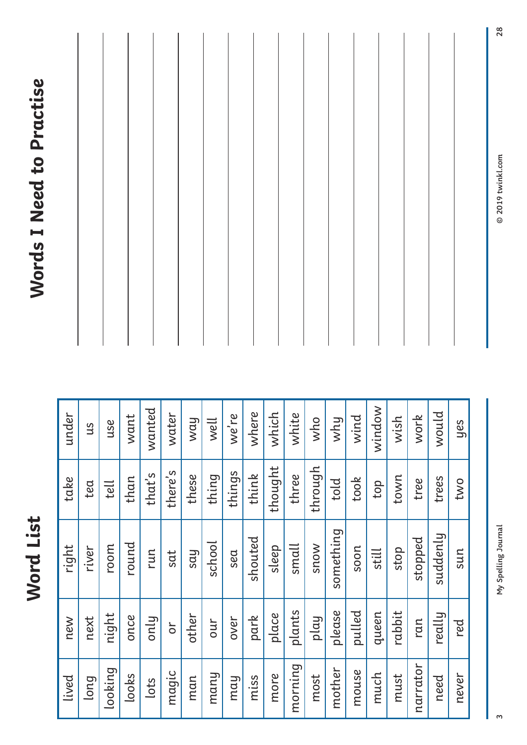# Word List

| | | | | |
|---|---|---|---|---|
| lived | new | right | take | under |
| long | next | river | tea | us |
| looking | night | room | tell | use |
| looks | once | round | than | want |
| lots | only | run | that's | wanted |
| magic | or | sat | there's | water |
| man | other | say | these | way |
| many | our | school | thing | well |
| may | over | sea | things | we're |
| miss | park | shouted | think | where |
| more | place | sleep | thought | which |
| morning | plants | small | three | white |
| most | play | snow | through | who |
| mother | please | something | told | why |
| mouse | pulled | soon | took | wind |
| much | queen | still | top | window |
| must | rabbit | stop | town | wish |
| narrator | ran | stopped | tree | work |
| need | really | suddenly | trees | would |
| never | red | sun | two | yes |

# Words I Need to Practise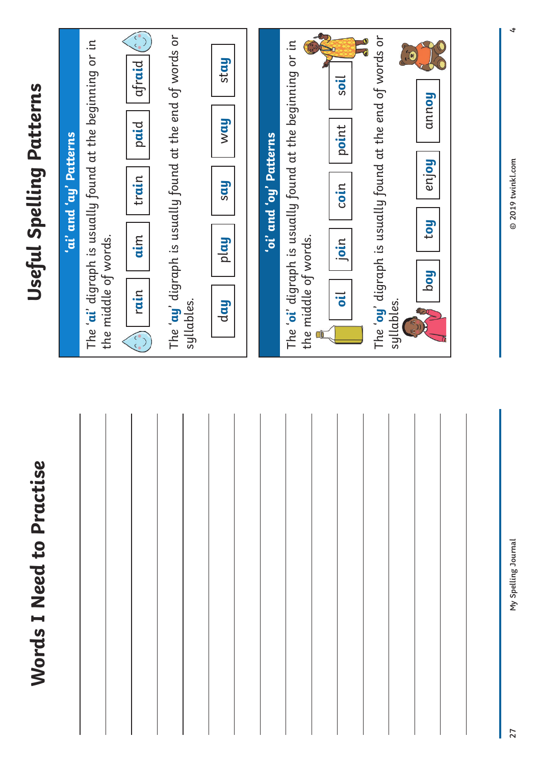# Words I Need to Practise

# Useful Spelling Patterns

## 'ai' and 'ay' Patterns

The '**ai**' digraph is usually found at the beginning or in the middle of words.

| rain | aim | train | paid | afraid |
|---|---|---|---|---|

The '**ay**' digraph is usually found at the end of words or syllables.

| day | play | say | way | stay |
|---|---|---|---|---|

## 'oi' and 'oy' Patterns

The '**oi**' digraph is usually found at the beginning or in the middle of words.

| oil | join | coin | point | soil |
|---|---|---|---|---|

The '**oy**' digraph is usually found at the end of words or syllables.

| boy | toy | enjoy | annoy |
|---|---|---|---|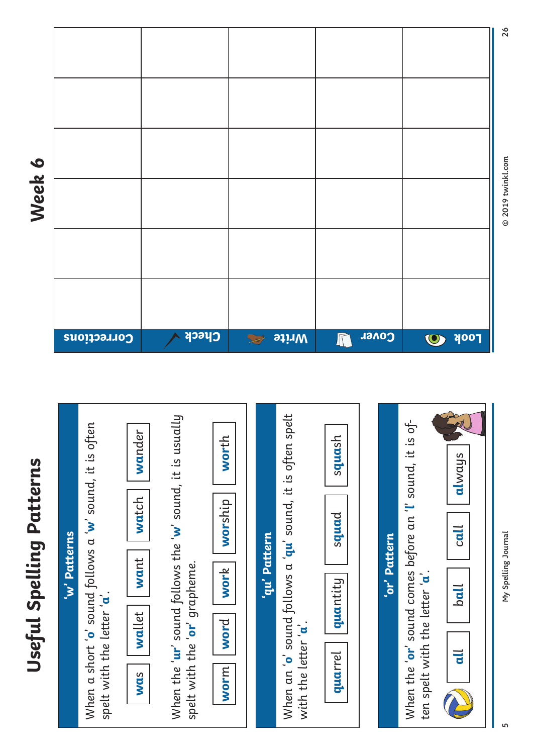# Useful Spelling Patterns

## 'w' Patterns

When a short '**o**' sound follows a '**w**' sound, it is often spelt with the letter '**a**'.

| **wa**s | **wa**llet | **wa**nt | **wa**tch | **wa**nder |
|---|---|---|---|---|

When the '**ur**' sound follows the '**w**' sound, it is usually spelt with the '**or**' grapheme.

| **wor**m | **wor**d | **wor**k | **wor**ship | **wor**th |
|---|---|---|---|---|

## 'qu' Pattern

When an '**o**' sound follows a '**qu**' sound, it is often spelt with the letter '**a**'.

| **qua**rrel | **qua**ntity | **squa**d | **squa**sh |
|---|---|---|---|

## 'or' Pattern

When the '**or**' sound comes before an '**l**' sound, it is often spelt with the letter '**a**'.

| **al**l | b**al**l | c**al**l | **al**ways |
|---|---|---|---|

# Week 6

| Look | Cover | Write | Check | Corrections |
|---|---|---|---|---|
| | | | | |
| | | | | |
| | | | | |
| | | | | |
| | | | | |
| | | | | |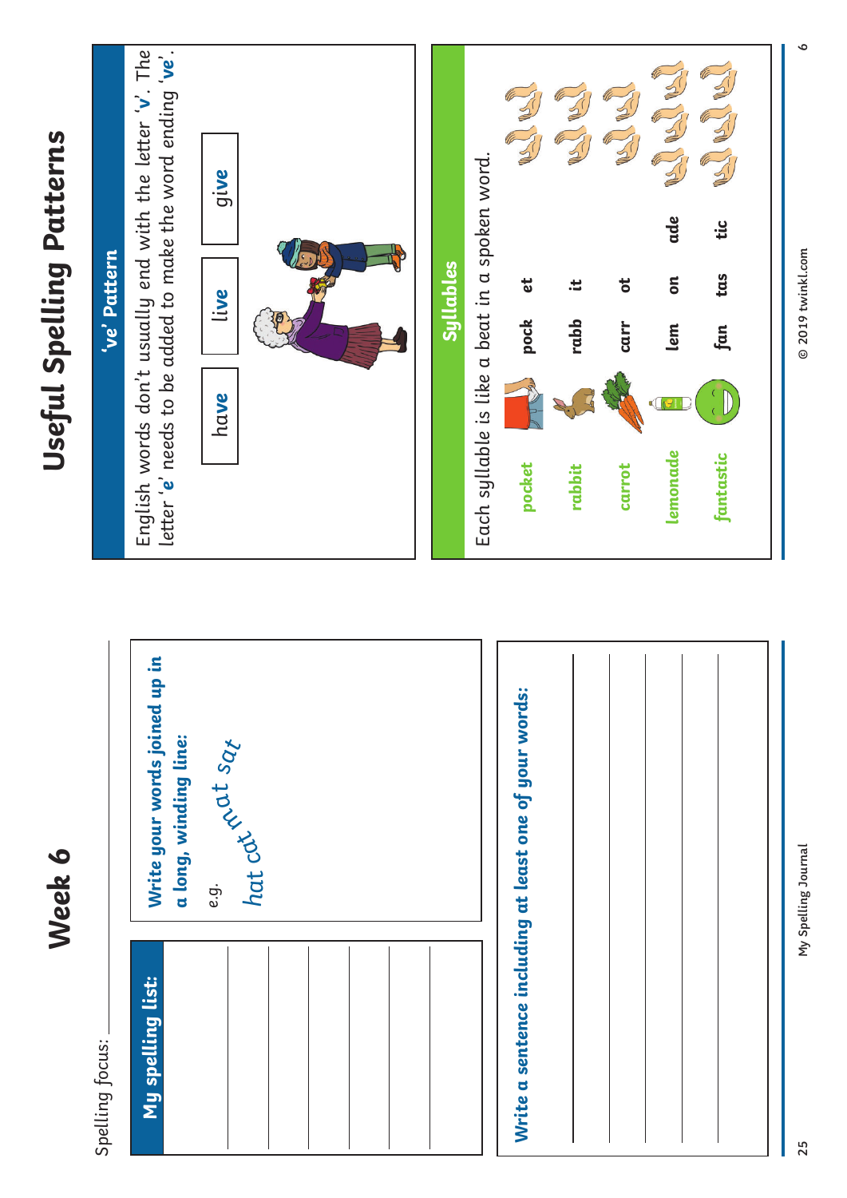# Week 6

Spelling focus: ___________

## My spelling list:

| |
|---|
| |
| |
| |
| |
| |

**Write your words joined up in a long, winding line:**

e.g.

hat cat mat sat

**Write a sentence including at least one of your words:**

___________

___________

___________

___________

___________

# Useful Spelling Patterns

## 've' Pattern

English words don't usually end with the letter '**v**'. The letter '**e**' needs to be added to make the word ending '**ve**'.

| have | live | give |
|---|---|---|

## Syllables

Each syllable is like a beat in a spoken word.

| Word | Syllables | | |
|---|---|---|---|
| pocket | pock | et | |
| rabbit | rabb | it | |
| carrot | carr | ot | |
| lemonade | lem | on | ade |
| fantastic | fan | tas | tic |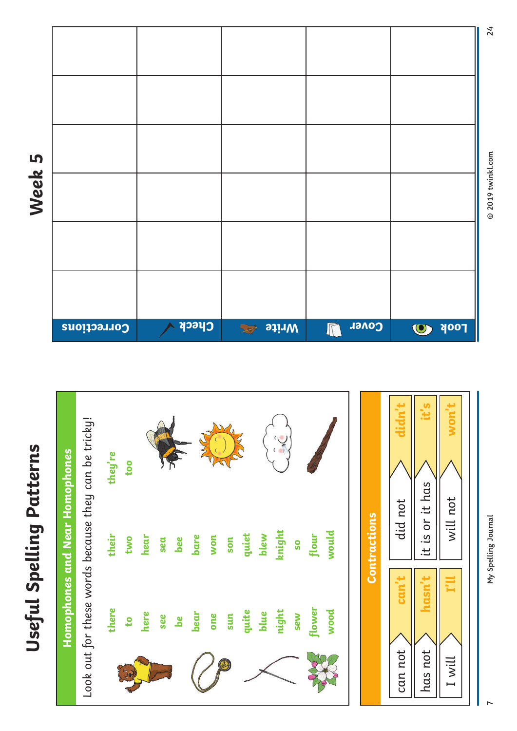# Useful Spelling Patterns

## Homophones and Near Homophones

Look out for these words because they can be tricky!

| | | |
|---|---|---|
| there | their | they're |
| to | two | too |
| here | hear | |
| see | sea | |
| be | bee | |
| bear | bare | |
| one | won | |
| sun | son | |
| quite | quiet | |
| blue | blew | |
| night | knight | |
| sew | so | |
| flower | flour | |
| wood | would | |

## Contractions

| | |
|---|---|
| can not | can't |
| has not | hasn't |
| I will | I'll |
| did not | didn't |
| it is or it has | it's |
| will not | won't |

# Week 5

| Look | Cover | Write | Check | Corrections |
|---|---|---|---|---|
| | | | | |
| | | | | |
| | | | | |
| | | | | |
| | | | | |
| | | | | |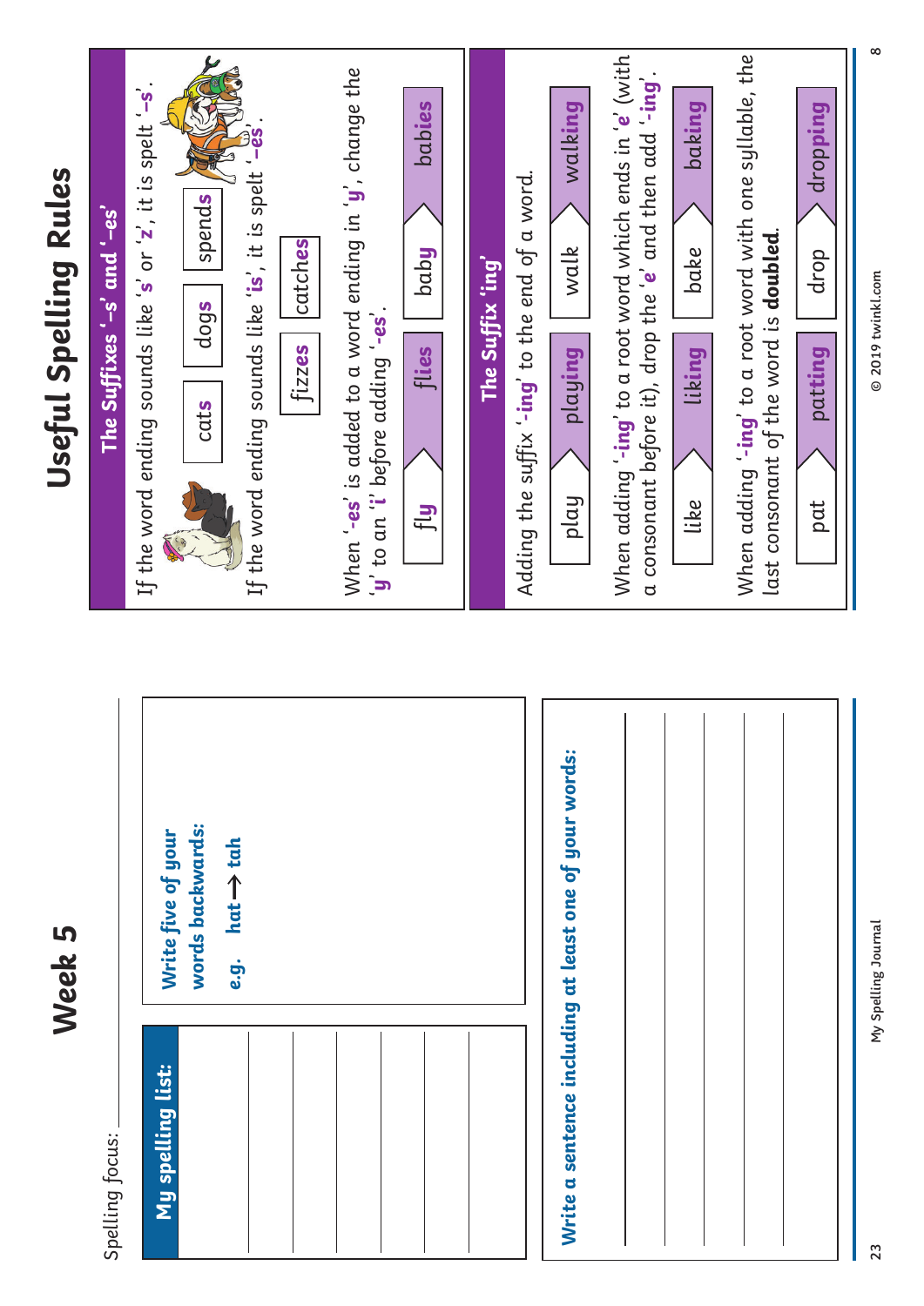# Week 5

Spelling focus: ____________________

## My spelling list:

|  |
|---|
|  |
|  |
|  |
|  |
|  |

**Write five of your words backwards:**

*e.g.* **hat → tah**

**Write a sentence including at least one of your words:**

________________________________________

________________________________________

________________________________________

________________________________________

________________________________________

# Useful Spelling Rules

## The Suffixes '–s' and '–es'

If the word ending sounds like '**s**' or '**z**', it is spelt '**–s**'.

cats | dogs | spends

If the word ending sounds like '**is**', it is spelt '**–es**'.

fizzes | catches

When '**-es**' is added to a word ending in '**y**', change the '**y**' to an '**i**' before adding '**-es**'.

fly → **flies** | baby → **babies**

## The Suffix 'ing'

Adding the suffix '**-ing**' to the end of a word.

play → **playing** | walk → **walking**

When adding '**-ing**' to a root word which ends in '**e**' (with a consonant before it), drop the '**e**' and then add '**-ing**'.

like → **liking** | bake → **baking**

When adding '**-ing**' to a root word with one syllable, the last consonant of the word is **doubled**.

pat → **patting** | drop → **dropping**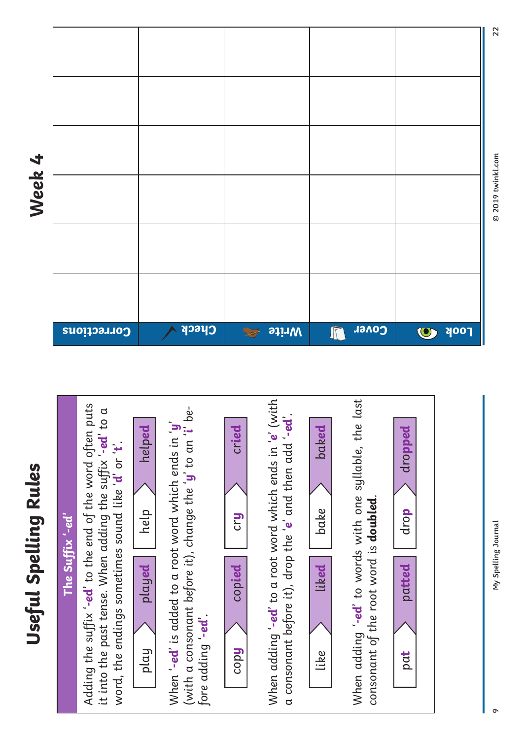# Useful Spelling Rules

## The Suffix '-ed'

Adding the suffix '**-ed**' to the end of the word often puts it into the past tense. When adding the suffix '**-ed**' to a word, the endings sometimes sound like '**d**' or '**t**'.

| | |
|---|---|
| play | play**ed** |
| help | help**ed** |

When '**-ed**' is added to a root word which ends in '**y**' (with a consonant before it), change the '**y**' to an '**i**' before adding '**-ed**'.

| | |
|---|---|
| cop**y** | cop**ied** |
| cr**y** | cr**ied** |

When adding '**-ed**' to a root word which ends in '**e**' (with a consonant before it), drop the '**e**' and then add '**-ed**'.

| | |
|---|---|
| like | lik**ed** |
| bake | bak**ed** |

When adding '**-ed**' to words with one syllable, the last consonant of the root word is **doubled**.

| | |
|---|---|
| pat | pa**tted** |
| dro**p** | dro**pped** |

# Week 4

| Look | Cover | Write | Check | Corrections |
|---|---|---|---|---|
| | | | | |
| | | | | |
| | | | | |
| | | | | |
| | | | | |
| | | | | |

© 2019 twinkl.com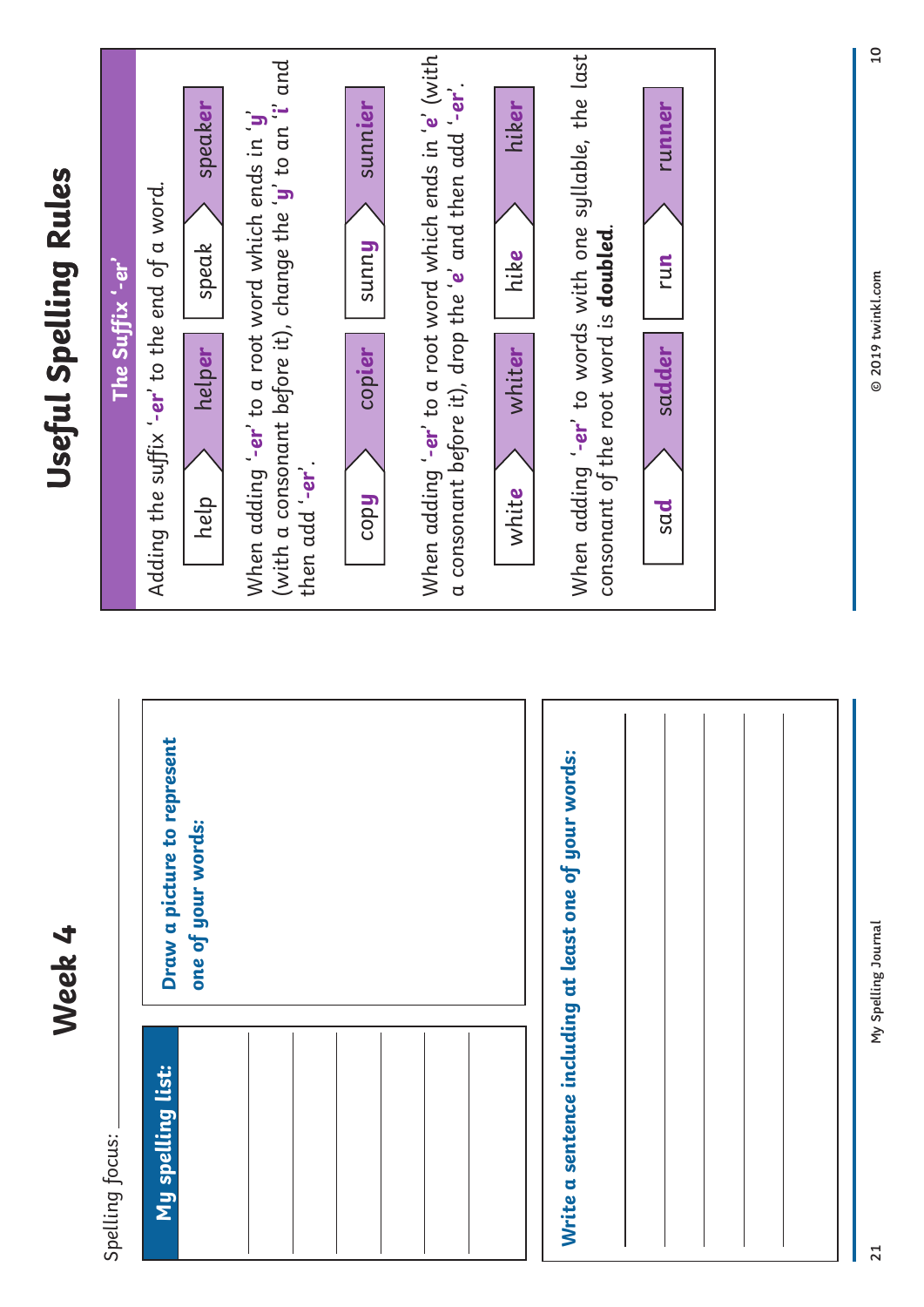# Week 4

Spelling focus: ______________________

## My spelling list:

_______________

_______________

_______________

_______________

_______________

_______________

**Draw a picture to represent one of your words:**

**Write a sentence including at least one of your words:**

_______________

_______________

_______________

_______________

_______________

# Useful Spelling Rules

## The Suffix '-er'

Adding the suffix '**-er**' to the end of a word.

| Root word | + er |
|---|---|
| help | help**er** |
| speak | speak**er** |

When adding '**-er**' to a root word which ends in '**y**' (with a consonant before it), change the '**y**' to an '**i**' and then add '**-er**'.

| Root word | + er |
|---|---|
| cop**y** | cop**ier** |
| sunn**y** | sunn**ier** |

When adding '**-er**' to a root word which ends in '**e**' (with a consonant before it), drop the '**e**' and then add '**-er**'.

| Root word | + er |
|---|---|
| whit**e** | whit**er** |
| hik**e** | hik**er** |

When adding '**-er**' to words with one syllable, the last consonant of the root word is **doubled**.

| Root word | + er |
|---|---|
| sa**d** | sa**dder** |
| ru**n** | ru**nner** |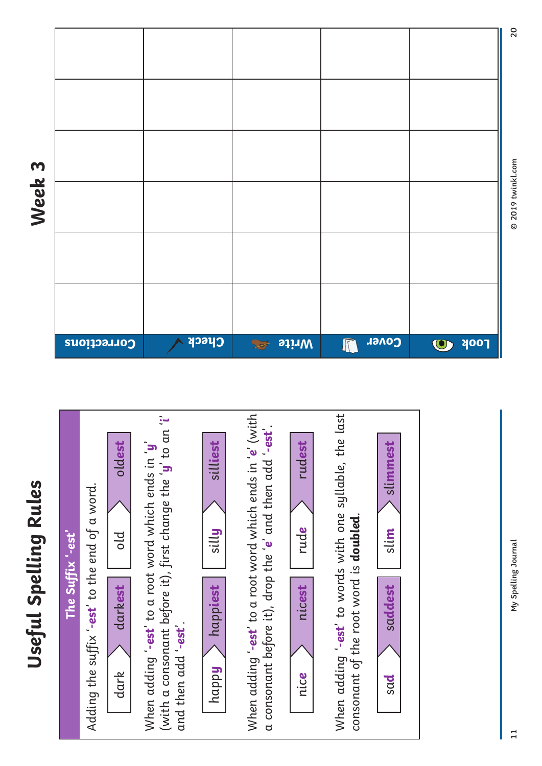# Useful Spelling Rules

## The Suffix '-est'

Adding the suffix '**-est**' to the end of a word.

| dark | dark**est** |
| --- | --- |
| old | old**est** |

When adding '**-est**' to a root word which ends in '**y**' (with a consonant before it), first change the '**y**' to an '**i**' and then add '**-est**'.

| happ**y** | happ**iest** |
| --- | --- |
| sill**y** | sill**iest** |

When adding '**-est**' to a root word which ends in '**e**' (with a consonant before it), drop the '**e**' and then add '**-est**'.

| nic**e** | nic**est** |
| --- | --- |
| rud**e** | rud**est** |

When adding '**-est**' to words with one syllable, the last consonant of the root word is **doubled**.

| sa**d** | sa**ddest** |
| --- | --- |
| sli**m** | sli**mmest** |

# Week 3

| Look | Cover | Write | Check | Corrections |
| --- | --- | --- | --- | --- |
| | | | | |
| | | | | |
| | | | | |
| | | | | |
| | | | | |
| | | | | |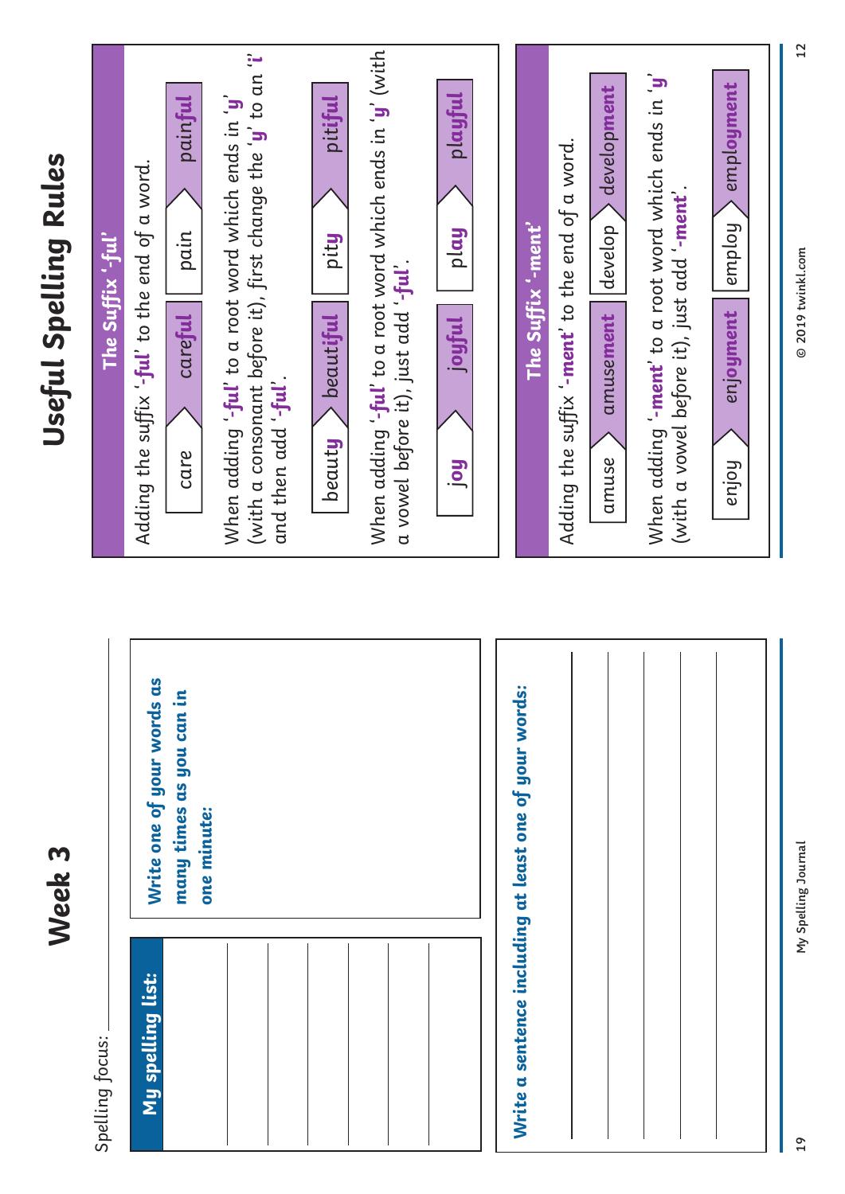# Week 3

Spelling focus: ______________________

**My spelling list:**

| |
|---|
| |
| |
| |
| |
| |
| |

**Write one of your words as many times as you can in one minute:**

**Write a sentence including at least one of your words:**

______________________

______________________

______________________

______________________

# Useful Spelling Rules

## The Suffix '-ful'

Adding the suffix '**-ful**' to the end of a word.

care → care**ful**

pain → pain**ful**

When adding '**-ful**' to a root word which ends in '**y**' (with a consonant before it), first change the '**y**' to an '**i**' and then add '**-ful**'.

beaut**y** → beaut**iful**

pit**y** → pit**iful**

When adding '**-ful**' to a root word which ends in '**y**' (with a vowel before it), just add '**-ful**'.

j**oy** → j**oyful**

pl**ay** → pl**ayful**

## The Suffix '-ment'

Adding the suffix '**-ment**' to the end of a word.

amuse → amuse**ment**

develop → develop**ment**

When adding '**-ment**' to a root word which ends in '**y**' (with a vowel before it), just add '**-ment**'.

enjoy → enj**oyment**

employ → empl**oyment**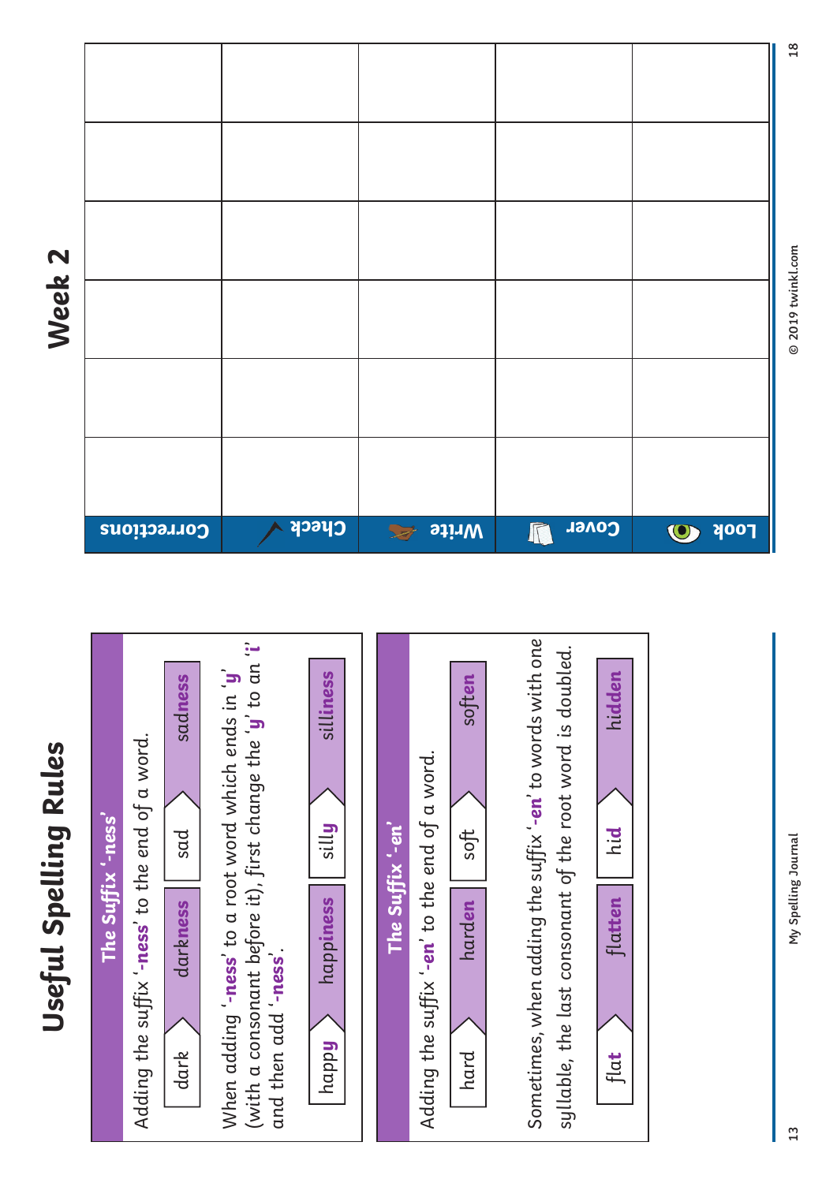# Useful Spelling Rules

## The Suffix '-ness'

Adding the suffix '**-ness**' to the end of a word.

dark → dark**ness**

sad → sad**ness**

When adding '**-ness**' to a root word which ends in '**y**' (with a consonant before it), first change the '**y**' to an '**i**' and then add '**-ness**'.

happ**y** → happ**iness**

sill**y** → sill**iness**

## The Suffix '-en'

Adding the suffix '**-en**' to the end of a word.

hard → hard**en**

soft → soft**en**

Sometimes, when adding the suffix '**-en**' to words with one syllable, the last consonant of the root word is doubled.

fla**t** → fla**tten**

hi**d** → hi**dden**

# Week 2

| Look | Cover | Write | Check | Corrections |
| --- | --- | --- | --- | --- |
| | | | | |
| | | | | |
| | | | | |
| | | | | |
| | | | | |
| | | | | |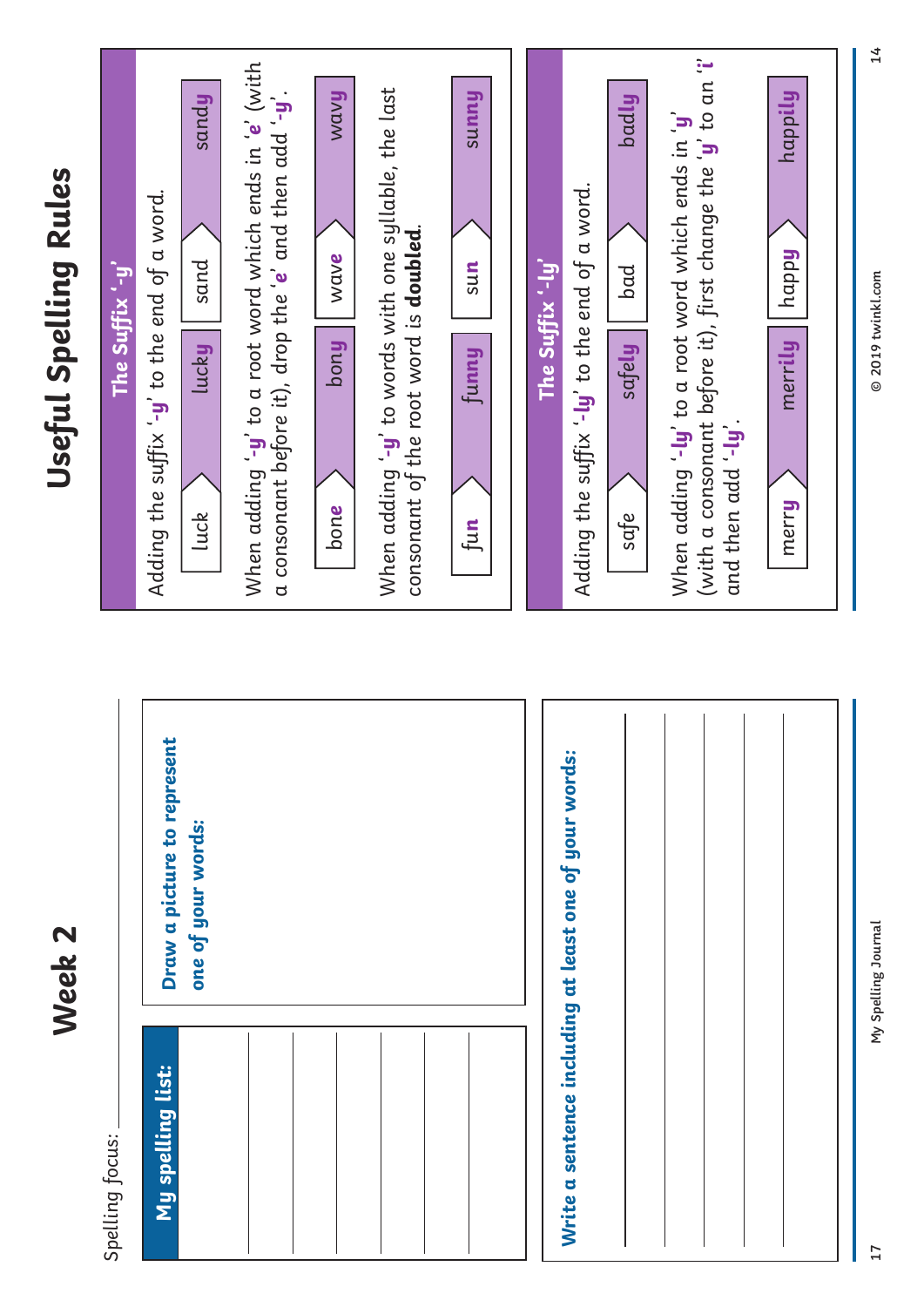# Week 2

Spelling focus: ____________________

## My spelling list:

| |
|---|
| |
| |
| |
| |
| |

**Draw a picture to represent one of your words:**

**Write a sentence including at least one of your words:**

_______________________________________________

_______________________________________________

_______________________________________________

_______________________________________________

# Useful Spelling Rules

## The Suffix '-y'

Adding the suffix '**-y**' to the end of a word.

| | |
|---|---|
| luck → lucky | sand → sandy |

When adding '**-y**' to a root word which ends in '**e**' (with a consonant before it), drop the '**e**' and then add '**-y**'.

| | |
|---|---|
| bon**e** → bon**y** | wav**e** → wav**y** |

When adding '**-y**' to words with one syllable, the last consonant of the root word is **doubled**.

| | |
|---|---|
| fun → funny | sun → sunny |

## The Suffix '-ly'

Adding the suffix '**-ly**' to the end of a word.

| | |
|---|---|
| safe → safely | bad → badly |

When adding '**-ly**' to a root word which ends in '**y**' (with a consonant before it), first change the '**y**' to an '**i**' and then add '**-ly**'.

| | |
|---|---|
| merr**y** → merr**ily** | happ**y** → happ**ily** |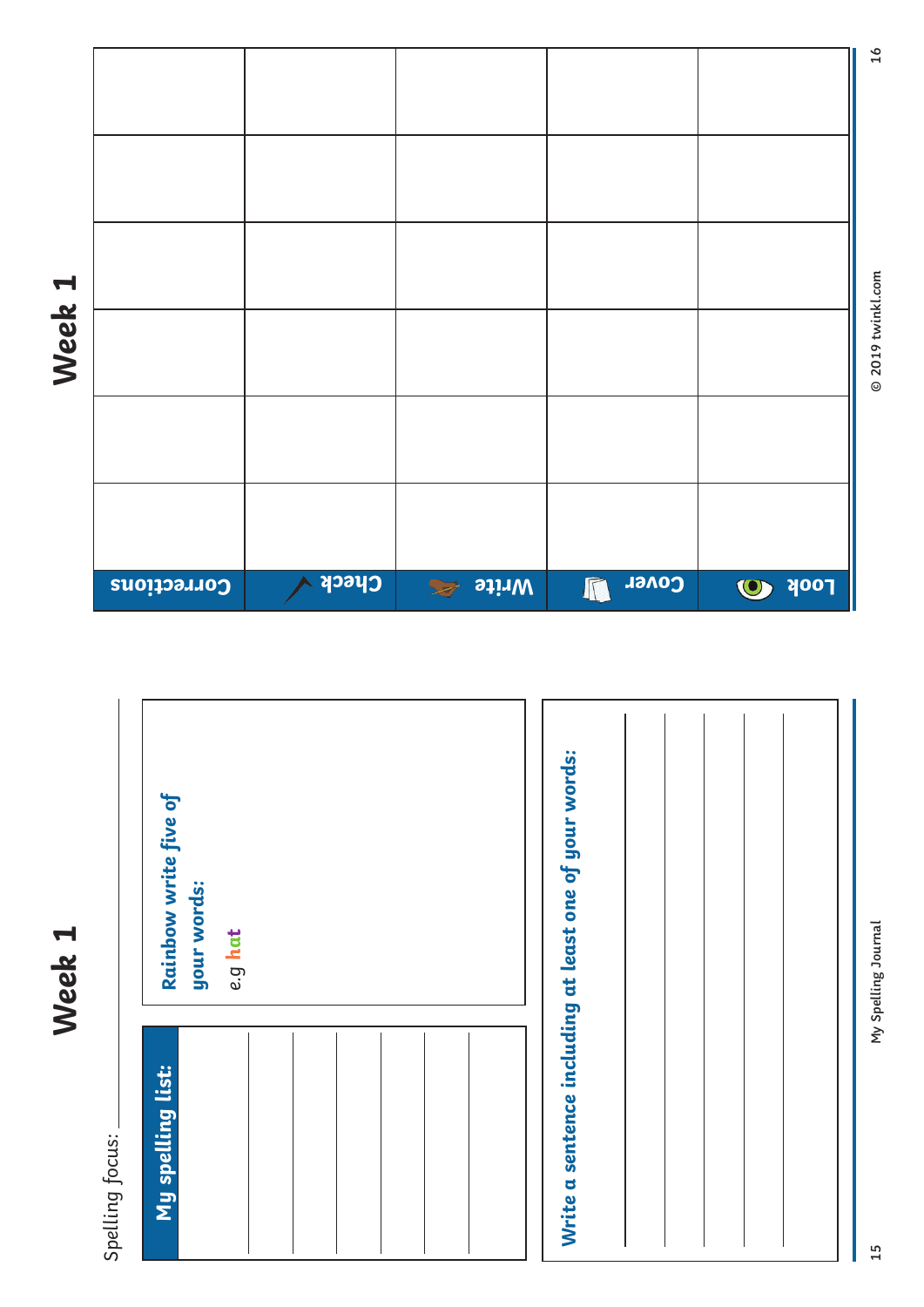# Week 1

Spelling focus: ____________

## My spelling list:

| |
|---|
| |
| |
| |
| |
| |

**Rainbow write five of your words:**

e.g **hat**

**Write a sentence including at least one of your words:**

---

---

---

---

---

# Week 1

| Look | Cover | Write | Check | Corrections |
|---|---|---|---|---|
| | | | | |
| | | | | |
| | | | | |
| | | | | |
| | | | | |
| | | | | |